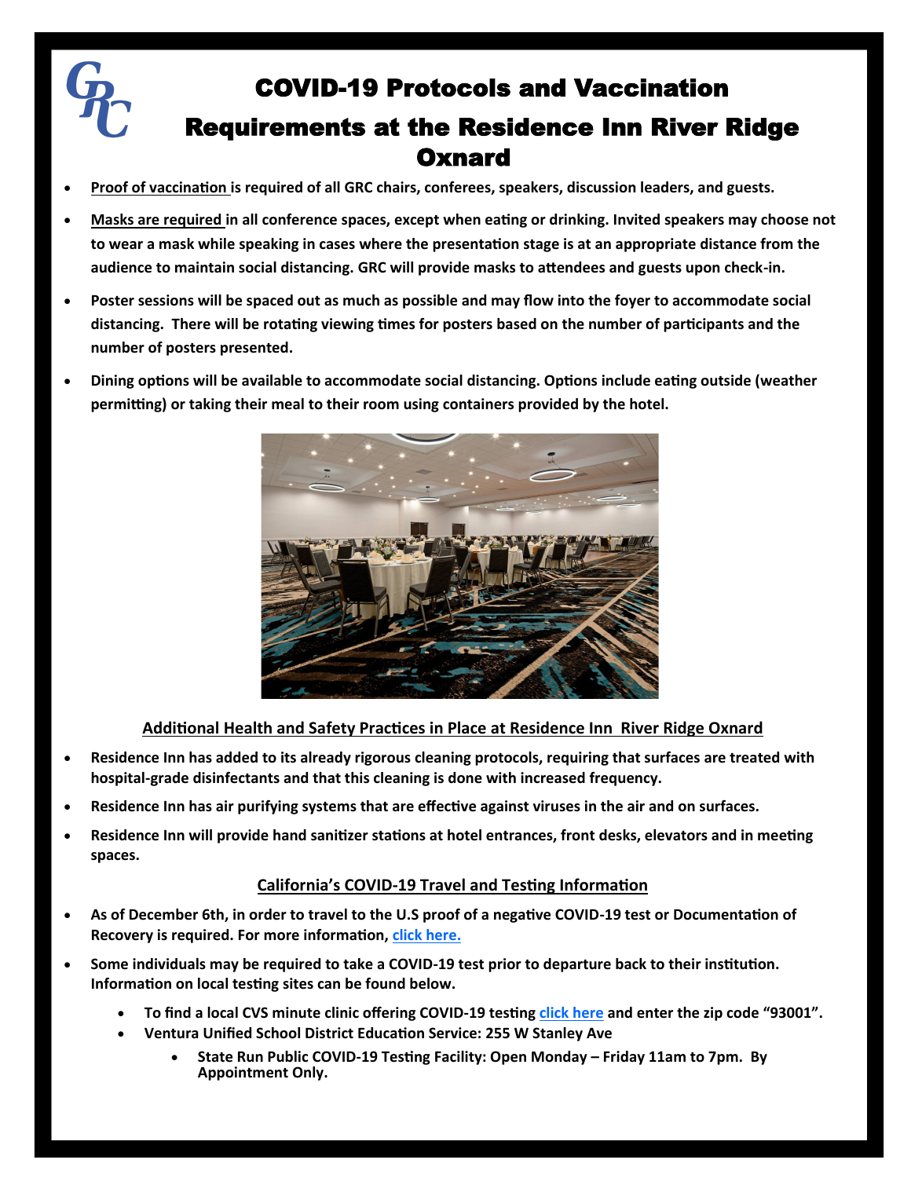# COVID-19 Protocols and Vaccination Requirements at the Residence Inn River Ridge Oxnard

- **Proof of vaccination is required of all GRC chairs, conferees, speakers, discussion leaders, and guests.**
- **Masks are required in all conference spaces, except when eating or drinking. Invited speakers may choose not to wear a mask while speaking in cases where the presentation stage is at an appropriate distance from the audience to maintain social distancing. GRC will provide masks to attendees and guests upon check-in.**
- **Poster sessions will be spaced out as much as possible and may flow into the foyer to accommodate social distancing. There will be rotating viewing times for posters based on the number of participants and the number of posters presented.**
- **Dining options will be available to accommodate social distancing. Options include eating outside (weather permitting) or taking their meal to their room using containers provided by the hotel.**

## Additional Health and Safety Practices in Place at Residence Inn River Ridge Oxnard

- **Residence Inn has added to its already rigorous cleaning protocols, requiring that surfaces are treated with hospital-grade disinfectants and that this cleaning is done with increased frequency.**
- **Residence Inn has air purifying systems that are effective against viruses in the air and on surfaces.**
- **Residence Inn will provide hand sanitizer stations at hotel entrances, front desks, elevators and in meeting spaces.**

## California's COVID-19 Travel and Testing Information

- **As of December 6th, in order to travel to the U.S proof of a negative COVID-19 test or Documentation of Recovery is required. For more information, click here.**
- **Some individuals may be required to take a COVID-19 test prior to departure back to their institution. Information on local testing sites can be found below.**
  - **To find a local CVS minute clinic offering COVID-19 testing click here and enter the zip code "93001".**
  - **Ventura Unified School District Education Service: 255 W Stanley Ave**
    - **State Run Public COVID-19 Testing Facility: Open Monday – Friday 11am to 7pm. By Appointment Only.**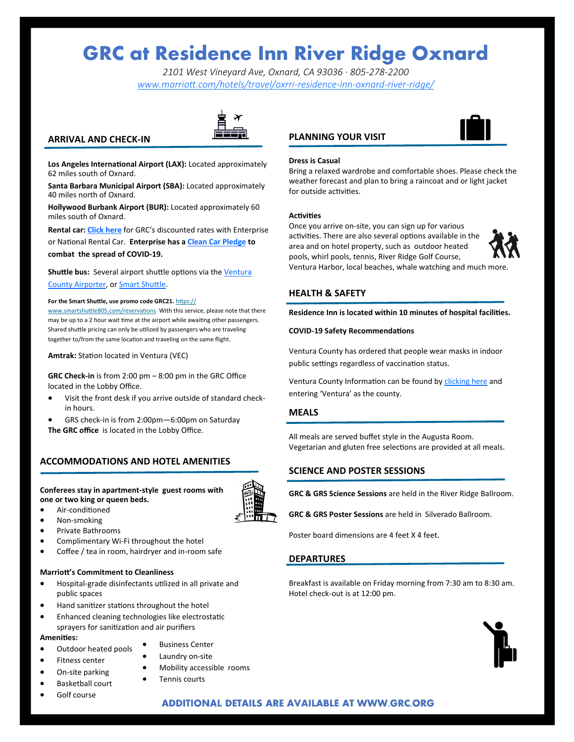# GRC at Residence Inn River Ridge Oxnard

*2101 West Vineyard Ave, Oxnard, CA 93036 · 805-278-2200*
*www.marriott.com/hotels/travel/oxrri-residence-inn-oxnard-river-ridge/*

## ARRIVAL AND CHECK-IN

**Los Angeles International Airport (LAX):** Located approximately 62 miles south of Oxnard.

**Santa Barbara Municipal Airport (SBA):** Located approximately 40 miles north of Oxnard.

**Hollywood Burbank Airport (BUR):** Located approximately 60 miles south of Oxnard.

**Rental car:** **Click here** for GRC's discounted rates with Enterprise or National Rental Car. **Enterprise has a Clean Car Pledge to combat the spread of COVID-19.**

**Shuttle bus:** Several airport shuttle options via the Ventura County Airporter, or Smart Shuttle.

**For the Smart Shuttle, use promo code GRC21.** https://www.smartshuttle805.com/reservations With this service, please note that there may be up to a 2 hour wait time at the airport while awaiting other passengers. Shared shuttle pricing can only be utilized by passengers who are traveling together to/from the same location and traveling on the same flight.

**Amtrak:** Station located in Ventura (VEC)

**GRC Check-in** is from 2:00 pm – 8:00 pm in the GRC Office located in the Lobby Office.

- Visit the front desk if you arrive outside of standard check-in hours.
- GRS check-in is from 2:00pm—6:00pm on Saturday

**The GRC office** is located in the Lobby Office.

## ACCOMMODATIONS AND HOTEL AMENITIES

**Conferees stay in apartment-style guest rooms with one or two king or queen beds.**

- Air-conditioned
- Non-smoking
- Private Bathrooms
- Complimentary Wi-Fi throughout the hotel
- Coffee / tea in room, hairdryer and in-room safe

**Marriott's Commitment to Cleanliness**

- Hospital-grade disinfectants utilized in all private and public spaces
- Hand sanitizer stations throughout the hotel
- Enhanced cleaning technologies like electrostatic sprayers for sanitization and air purifiers

**Amenities:**

- Outdoor heated pools
- Fitness center
- On-site parking
- Basketball court
- Golf course
- Business Center
- Laundry on-site
- Mobility accessible rooms
- Tennis courts

## PLANNING YOUR VISIT

**Dress is Casual**

Bring a relaxed wardrobe and comfortable shoes. Please check the weather forecast and plan to bring a raincoat and or light jacket for outside activities.

**Activities**

Once you arrive on-site, you can sign up for various activities. There are also several options available in the area and on hotel property, such as outdoor heated pools, whirl pools, tennis, River Ridge Golf Course, Ventura Harbor, local beaches, whale watching and much more.

## HEALTH & SAFETY

**Residence Inn is located within 10 minutes of hospital facilities.**

**COVID-19 Safety Recommendations**

Ventura County has ordered that people wear masks in indoor public settings regardless of vaccination status.

Ventura County Information can be found by clicking here and entering 'Ventura' as the county.

## MEALS

All meals are served buffet style in the Augusta Room. Vegetarian and gluten free selections are provided at all meals.

## SCIENCE AND POSTER SESSIONS

**GRC & GRS Science Sessions** are held in the River Ridge Ballroom.

**GRC & GRS Poster Sessions** are held in Silverado Ballroom.

Poster board dimensions are 4 feet X 4 feet.

## DEPARTURES

Breakfast is available on Friday morning from 7:30 am to 8:30 am. Hotel check-out is at 12:00 pm.

**ADDITIONAL DETAILS ARE AVAILABLE AT WWW.GRC.ORG**